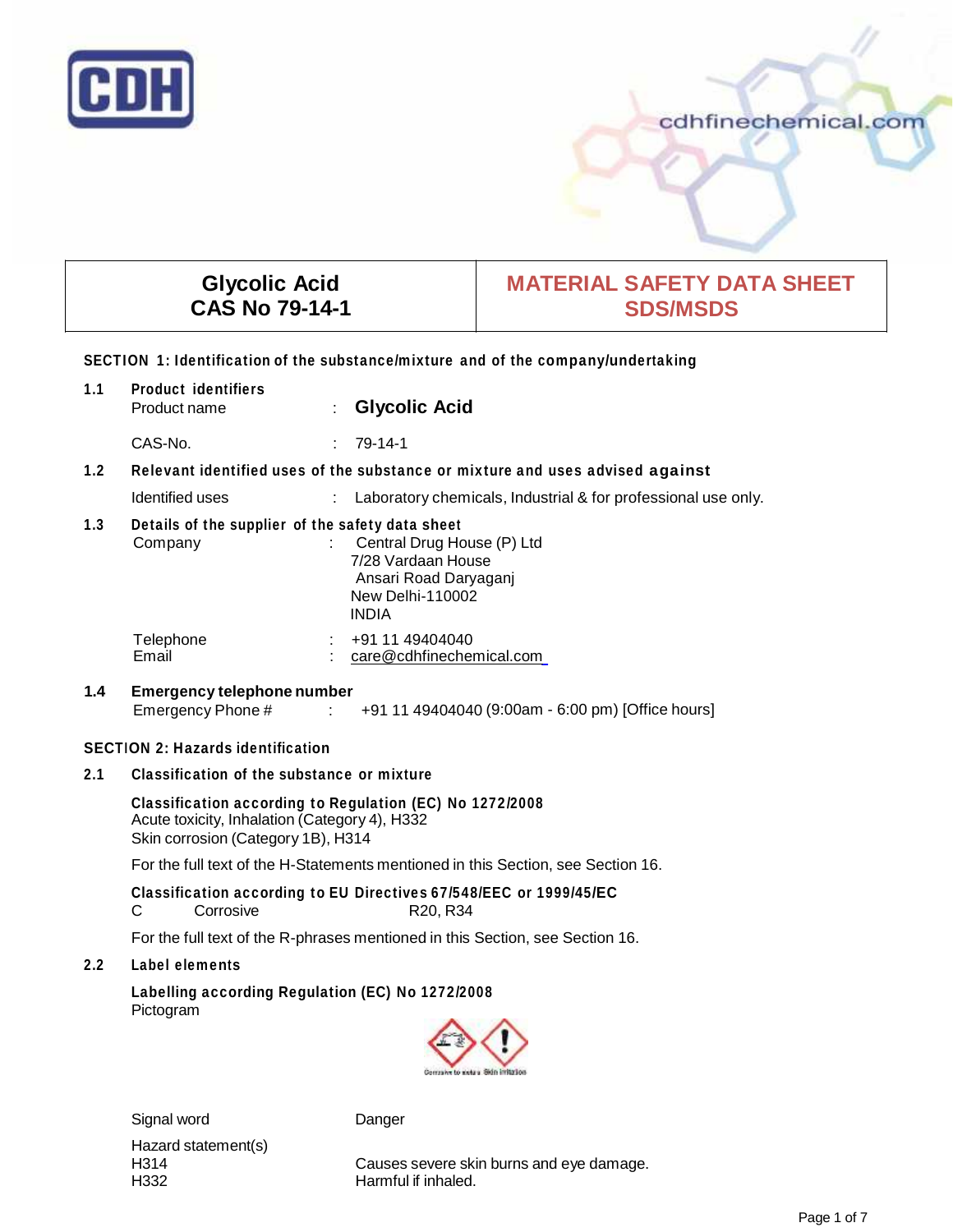| Glycolic Acid<br>CAS No 79-14-1 | MATERIAL SAFETY DATA SHEET<br>SDS/MSDS |
|---|---|

## SECTION 1: Identification of the substance/mixture and of the company/undertaking

**1.1 Product identifiers**

Product name : **Glycolic Acid**

CAS-No. : 79-14-1

**1.2 Relevant identified uses of the substance or mixture and uses advised against**

Identified uses : Laboratory chemicals, Industrial & for professional use only.

**1.3 Details of the supplier of the safety data sheet**

Company : Central Drug House (P) Ltd
7/28 Vardaan House
Ansari Road Daryaganj
New Delhi-110002
INDIA

Telephone : +91 11 49404040
Email : care@cdhfinechemical.com

**1.4 Emergency telephone number**

Emergency Phone # : +91 11 49404040 (9:00am - 6:00 pm) [Office hours]

## SECTION 2: Hazards identification

**2.1 Classification of the substance or mixture**

**Classification according to Regulation (EC) No 1272/2008**
Acute toxicity, Inhalation (Category 4), H332
Skin corrosion (Category 1B), H314

For the full text of the H-Statements mentioned in this Section, see Section 16.

**Classification according to EU Directives 67/548/EEC or 1999/45/EC**
C Corrosive R20, R34

For the full text of the R-phrases mentioned in this Section, see Section 16.

**2.2 Label elements**

**Labelling according Regulation (EC) No 1272/2008**
Pictogram

Corrosive to metals Skin Irritation

Signal word Danger

Hazard statement(s)
H314 Causes severe skin burns and eye damage.
H332 Harmful if inhaled.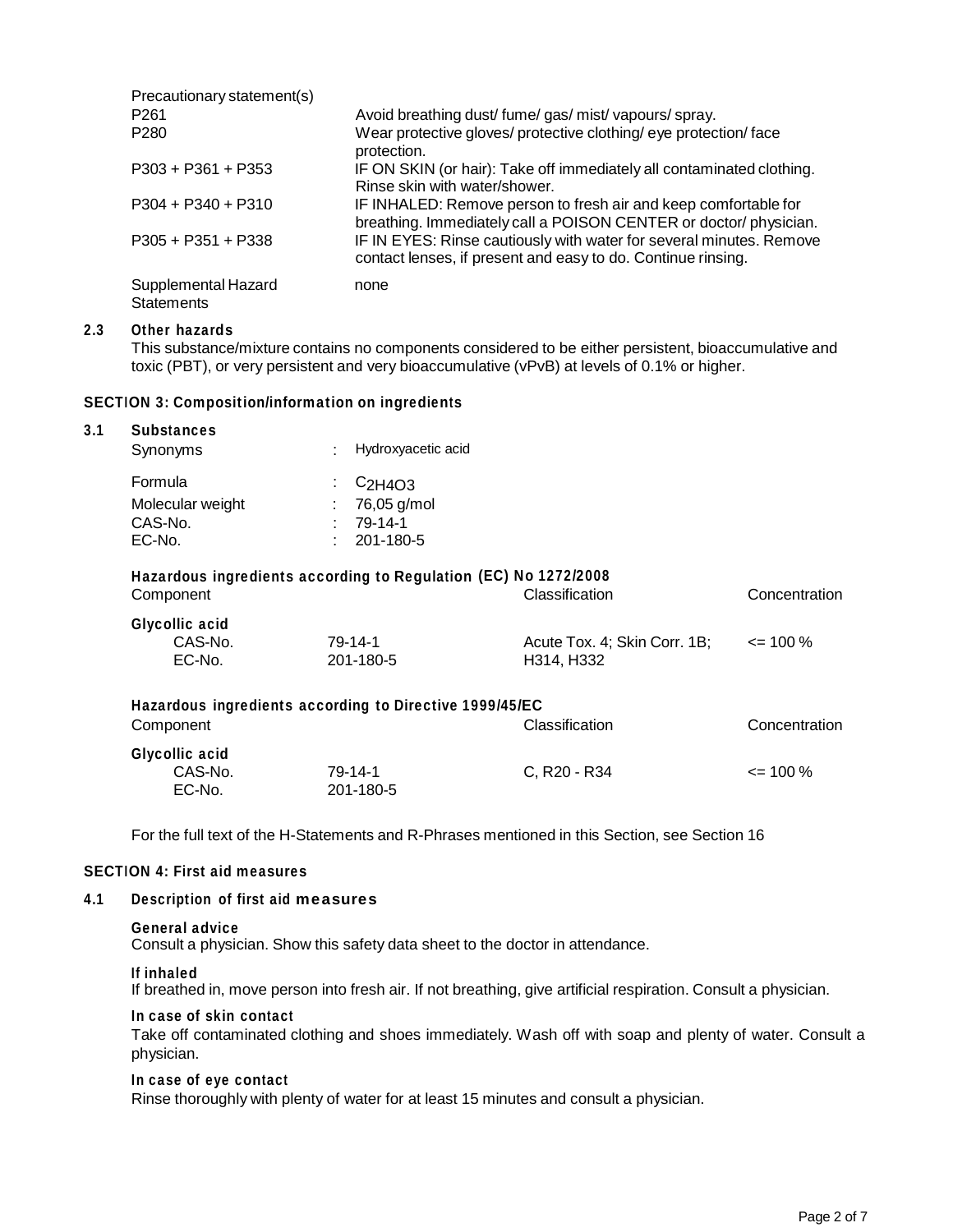| Precautionary statement(s) | |
|---|---|
| P261 | Avoid breathing dust/ fume/ gas/ mist/ vapours/ spray. |
| P280 | Wear protective gloves/ protective clothing/ eye protection/ face protection. |
| P303 + P361 + P353 | IF ON SKIN (or hair): Take off immediately all contaminated clothing. Rinse skin with water/shower. |
| P304 + P340 + P310 | IF INHALED: Remove person to fresh air and keep comfortable for breathing. Immediately call a POISON CENTER or doctor/ physician. |
| P305 + P351 + P338 | IF IN EYES: Rinse cautiously with water for several minutes. Remove contact lenses, if present and easy to do. Continue rinsing. |
| Supplemental Hazard Statements | none |

### 2.3 Other hazards

This substance/mixture contains no components considered to be either persistent, bioaccumulative and toxic (PBT), or very persistent and very bioaccumulative (vPvB) at levels of 0.1% or higher.

## SECTION 3: Composition/information on ingredients

### 3.1 Substances

| | | |
|---|---|---|
| Synonyms | : | Hydroxyacetic acid |
| Formula | : | $C_2H_4O_3$ |
| Molecular weight | : | 76,05 g/mol |
| CAS-No. | : | 79-14-1 |
| EC-No. | : | 201-180-5 |

**Hazardous ingredients according to Regulation (EC) No 1272/2008**

| Component | | Classification | Concentration |
|---|---|---|---|
| **Glycollic acid** | | | |
| CAS-No. | 79-14-1 | Acute Tox. 4; Skin Corr. 1B; | <= 100 % |
| EC-No. | 201-180-5 | H314, H332 | |

**Hazardous ingredients according to Directive 1999/45/EC**

| Component | | Classification | Concentration |
|---|---|---|---|
| **Glycollic acid** | | | |
| CAS-No. | 79-14-1 | C, R20 - R34 | <= 100 % |
| EC-No. | 201-180-5 | | |

For the full text of the H-Statements and R-Phrases mentioned in this Section, see Section 16

## SECTION 4: First aid measures

### 4.1 Description of first aid measures

**General advice**
Consult a physician. Show this safety data sheet to the doctor in attendance.

**If inhaled**
If breathed in, move person into fresh air. If not breathing, give artificial respiration. Consult a physician.

**In case of skin contact**
Take off contaminated clothing and shoes immediately. Wash off with soap and plenty of water. Consult a physician.

**In case of eye contact**
Rinse thoroughly with plenty of water for at least 15 minutes and consult a physician.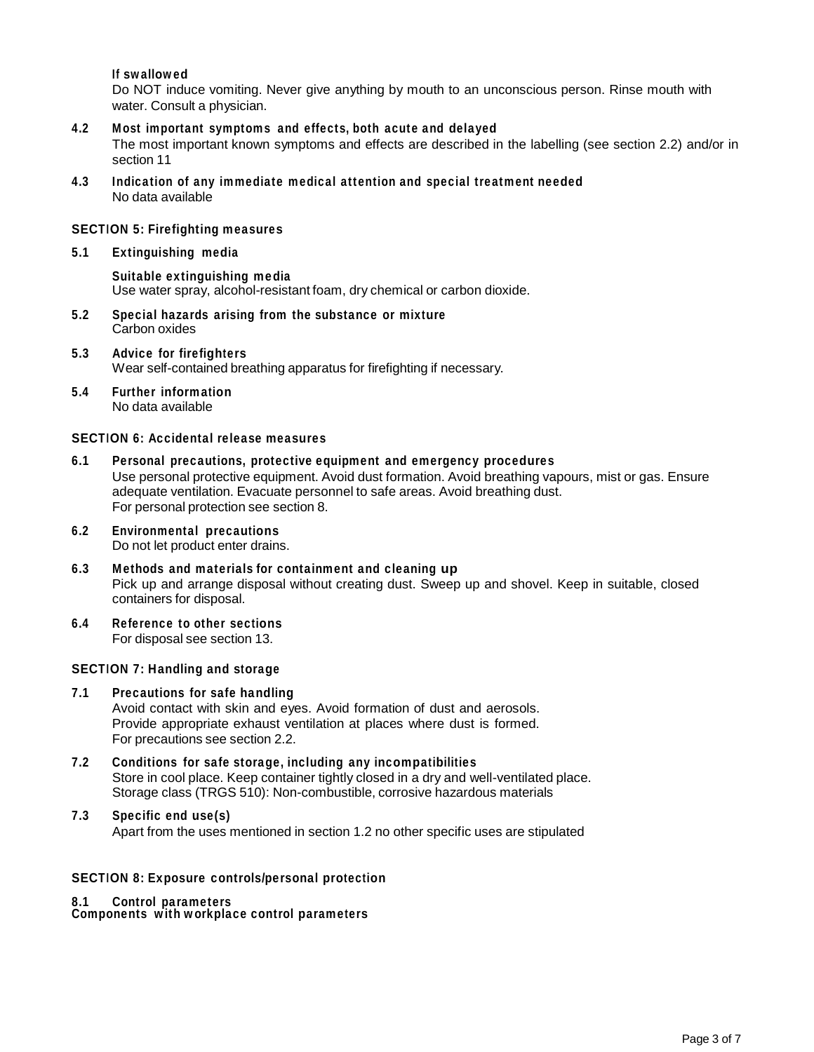**If swallowed**

Do NOT induce vomiting. Never give anything by mouth to an unconscious person. Rinse mouth with water. Consult a physician.

### 4.2 Most important symptoms and effects, both acute and delayed

The most important known symptoms and effects are described in the labelling (see section 2.2) and/or in section 11

### 4.3 Indication of any immediate medical attention and special treatment needed

No data available

## SECTION 5: Firefighting measures

### 5.1 Extinguishing media

**Suitable extinguishing media**

Use water spray, alcohol-resistant foam, dry chemical or carbon dioxide.

### 5.2 Special hazards arising from the substance or mixture

Carbon oxides

### 5.3 Advice for firefighters

Wear self-contained breathing apparatus for firefighting if necessary.

### 5.4 Further information

No data available

## SECTION 6: Accidental release measures

### 6.1 Personal precautions, protective equipment and emergency procedures

Use personal protective equipment. Avoid dust formation. Avoid breathing vapours, mist or gas. Ensure adequate ventilation. Evacuate personnel to safe areas. Avoid breathing dust.
For personal protection see section 8.

### 6.2 Environmental precautions

Do not let product enter drains.

### 6.3 Methods and materials for containment and cleaning up

Pick up and arrange disposal without creating dust. Sweep up and shovel. Keep in suitable, closed containers for disposal.

### 6.4 Reference to other sections

For disposal see section 13.

## SECTION 7: Handling and storage

### 7.1 Precautions for safe handling

Avoid contact with skin and eyes. Avoid formation of dust and aerosols.
Provide appropriate exhaust ventilation at places where dust is formed.
For precautions see section 2.2.

### 7.2 Conditions for safe storage, including any incompatibilities

Store in cool place. Keep container tightly closed in a dry and well-ventilated place.
Storage class (TRGS 510): Non-combustible, corrosive hazardous materials

### 7.3 Specific end use(s)

Apart from the uses mentioned in section 1.2 no other specific uses are stipulated

## SECTION 8: Exposure controls/personal protection

### 8.1 Control parameters

**Components with workplace control parameters**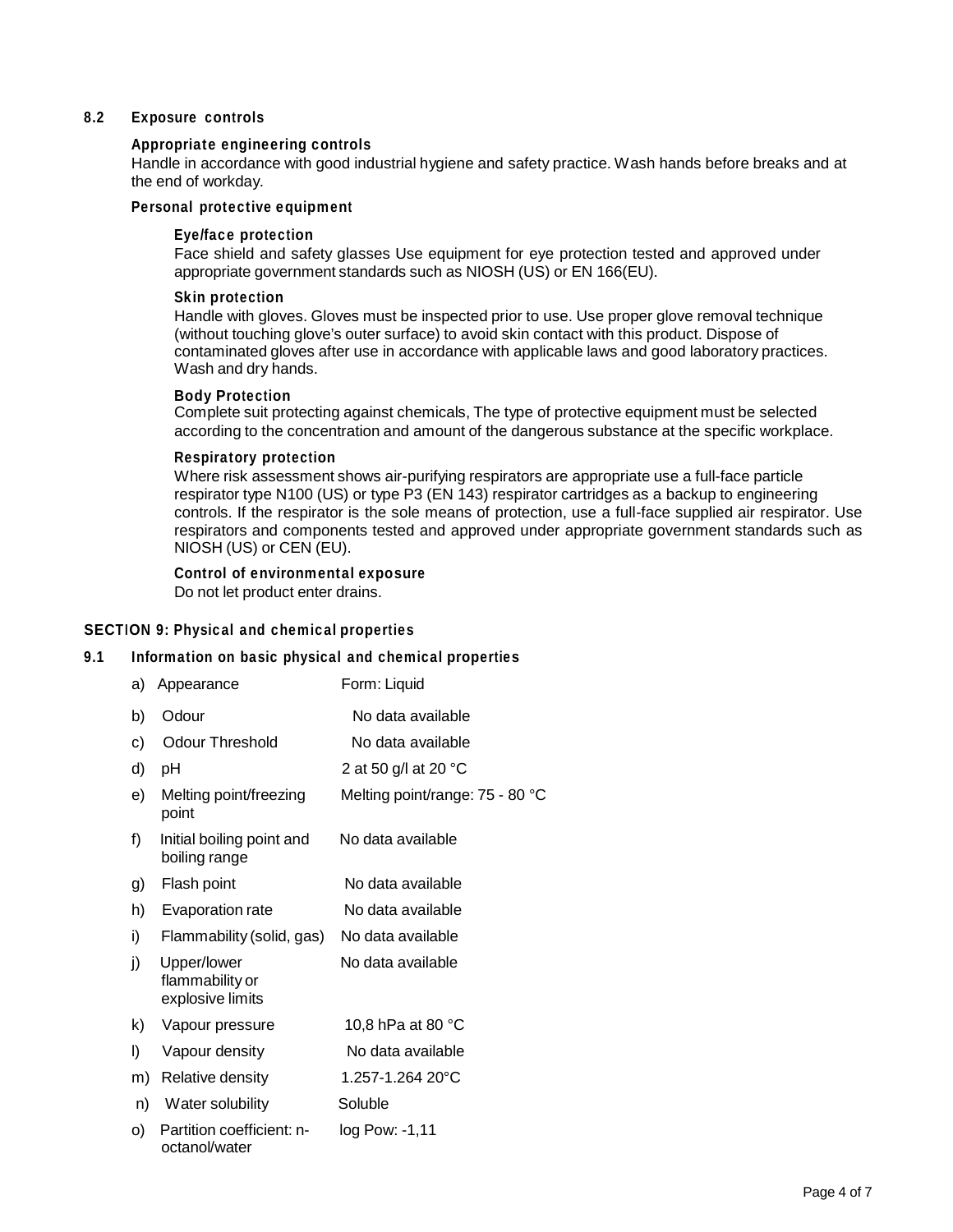### 8.2 Exposure controls

**Appropriate engineering controls**

Handle in accordance with good industrial hygiene and safety practice. Wash hands before breaks and at the end of workday.

**Personal protective equipment**

**Eye/face protection**

Face shield and safety glasses Use equipment for eye protection tested and approved under appropriate government standards such as NIOSH (US) or EN 166(EU).

**Skin protection**

Handle with gloves. Gloves must be inspected prior to use. Use proper glove removal technique (without touching glove's outer surface) to avoid skin contact with this product. Dispose of contaminated gloves after use in accordance with applicable laws and good laboratory practices. Wash and dry hands.

**Body Protection**

Complete suit protecting against chemicals, The type of protective equipment must be selected according to the concentration and amount of the dangerous substance at the specific workplace.

**Respiratory protection**

Where risk assessment shows air-purifying respirators are appropriate use a full-face particle respirator type N100 (US) or type P3 (EN 143) respirator cartridges as a backup to engineering controls. If the respirator is the sole means of protection, use a full-face supplied air respirator. Use respirators and components tested and approved under appropriate government standards such as NIOSH (US) or CEN (EU).

**Control of environmental exposure**

Do not let product enter drains.

## SECTION 9: Physical and chemical properties

### 9.1 Information on basic physical and chemical properties

| | Property | Value |
|---|---|---|
| a) | Appearance | Form: Liquid |
| b) | Odour | No data available |
| c) | Odour Threshold | No data available |
| d) | pH | 2 at 50 g/l at 20 °C |
| e) | Melting point/freezing point | Melting point/range: 75 - 80 °C |
| f) | Initial boiling point and boiling range | No data available |
| g) | Flash point | No data available |
| h) | Evaporation rate | No data available |
| i) | Flammability (solid, gas) | No data available |
| j) | Upper/lower flammability or explosive limits | No data available |
| k) | Vapour pressure | 10,8 hPa at 80 °C |
| l) | Vapour density | No data available |
| m) | Relative density | 1.257-1.264 20°C |
| n) | Water solubility | Soluble |
| o) | Partition coefficient: n-octanol/water | log Pow: -1,11 |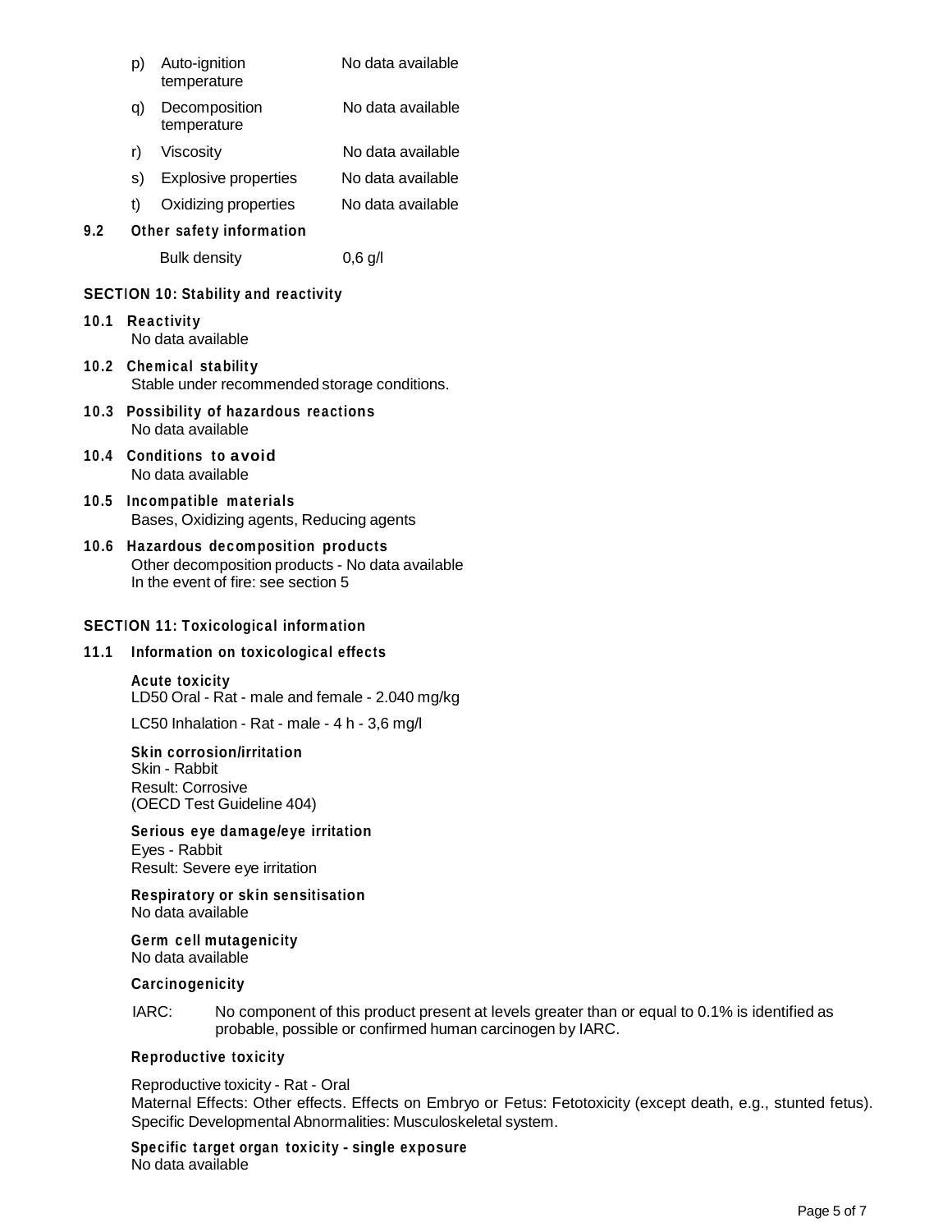| | | |
|---|---|---|
| p) | Auto-ignition temperature | No data available |
| q) | Decomposition temperature | No data available |
| r) | Viscosity | No data available |
| s) | Explosive properties | No data available |
| t) | Oxidizing properties | No data available |

**9.2 Other safety information**

Bulk density 0,6 g/l

## SECTION 10: Stability and reactivity

**10.1 Reactivity**
No data available

**10.2 Chemical stability**
Stable under recommended storage conditions.

**10.3 Possibility of hazardous reactions**
No data available

**10.4 Conditions to avoid**
No data available

**10.5 Incompatible materials**
Bases, Oxidizing agents, Reducing agents

**10.6 Hazardous decomposition products**
Other decomposition products - No data available
In the event of fire: see section 5

## SECTION 11: Toxicological information

**11.1 Information on toxicological effects**

**Acute toxicity**
LD50 Oral - Rat - male and female - 2.040 mg/kg

LC50 Inhalation - Rat - male - 4 h - 3,6 mg/l

**Skin corrosion/irritation**
Skin - Rabbit
Result: Corrosive
(OECD Test Guideline 404)

**Serious eye damage/eye irritation**
Eyes - Rabbit
Result: Severe eye irritation

**Respiratory or skin sensitisation**
No data available

**Germ cell mutagenicity**
No data available

**Carcinogenicity**

IARC: No component of this product present at levels greater than or equal to 0.1% is identified as probable, possible or confirmed human carcinogen by IARC.

**Reproductive toxicity**

Reproductive toxicity - Rat - Oral
Maternal Effects: Other effects. Effects on Embryo or Fetus: Fetotoxicity (except death, e.g., stunted fetus). Specific Developmental Abnormalities: Musculoskeletal system.

**Specific target organ toxicity - single exposure**
No data available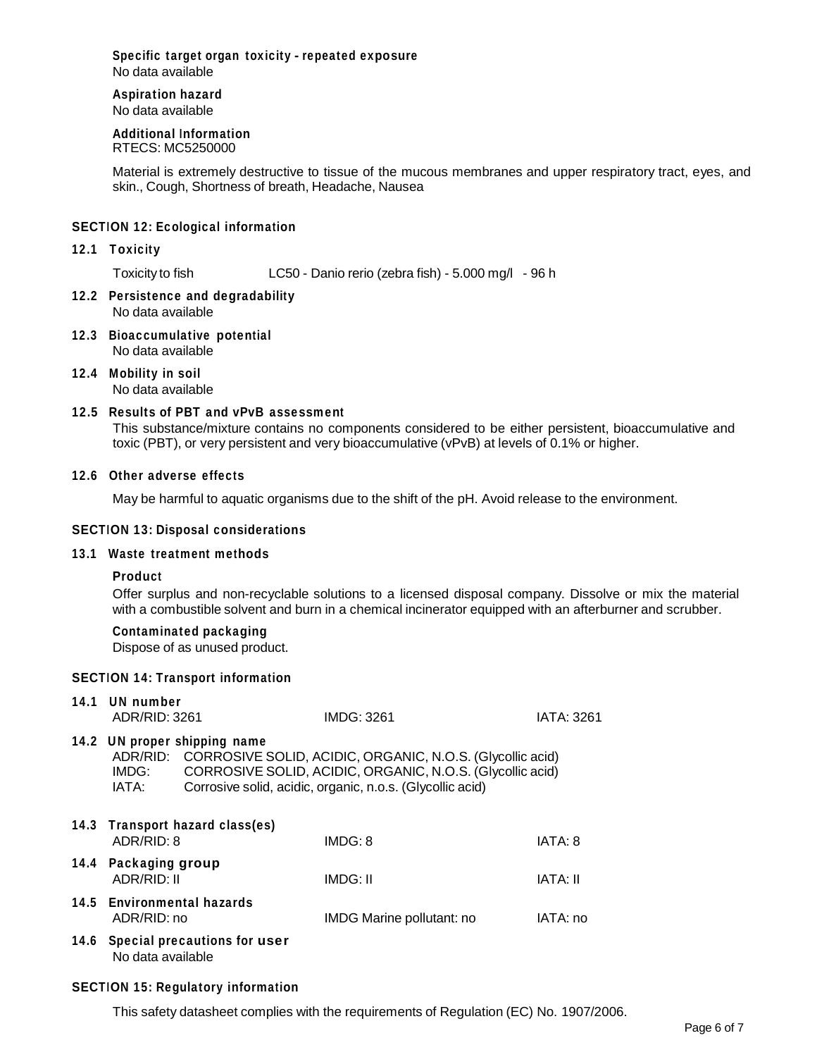**Specific target organ toxicity - repeated exposure**
No data available

**Aspiration hazard**
No data available

**Additional Information**
RTECS: MC5250000

Material is extremely destructive to tissue of the mucous membranes and upper respiratory tract, eyes, and skin., Cough, Shortness of breath, Headache, Nausea

## SECTION 12: Ecological information

### 12.1 Toxicity

Toxicity to fish LC50 - Danio rerio (zebra fish) - 5.000 mg/l - 96 h

### 12.2 Persistence and degradability
No data available

### 12.3 Bioaccumulative potential
No data available

### 12.4 Mobility in soil
No data available

### 12.5 Results of PBT and vPvB assessment
This substance/mixture contains no components considered to be either persistent, bioaccumulative and toxic (PBT), or very persistent and very bioaccumulative (vPvB) at levels of 0.1% or higher.

### 12.6 Other adverse effects

May be harmful to aquatic organisms due to the shift of the pH. Avoid release to the environment.

## SECTION 13: Disposal considerations

### 13.1 Waste treatment methods

**Product**
Offer surplus and non-recyclable solutions to a licensed disposal company. Dissolve or mix the material with a combustible solvent and burn in a chemical incinerator equipped with an afterburner and scrubber.

**Contaminated packaging**
Dispose of as unused product.

## SECTION 14: Transport information

### 14.1 UN number
ADR/RID: 3261 IMDG: 3261 IATA: 3261

### 14.2 UN proper shipping name
ADR/RID: CORROSIVE SOLID, ACIDIC, ORGANIC, N.O.S. (Glycollic acid)
IMDG: CORROSIVE SOLID, ACIDIC, ORGANIC, N.O.S. (Glycollic acid)
IATA: Corrosive solid, acidic, organic, n.o.s. (Glycollic acid)

### 14.3 Transport hazard class(es)
ADR/RID: 8 IMDG: 8 IATA: 8

### 14.4 Packaging group
ADR/RID: II IMDG: II IATA: II

### 14.5 Environmental hazards
ADR/RID: no IMDG Marine pollutant: no IATA: no

### 14.6 Special precautions for user
No data available

## SECTION 15: Regulatory information

This safety datasheet complies with the requirements of Regulation (EC) No. 1907/2006.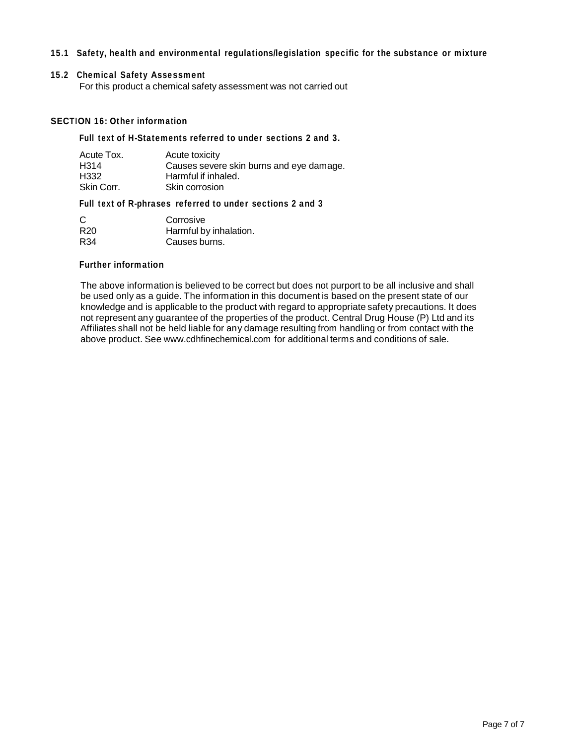### 15.1 Safety, health and environmental regulations/legislation specific for the substance or mixture

### 15.2 Chemical Safety Assessment

For this product a chemical safety assessment was not carried out

## SECTION 16: Other information

### Full text of H-Statements referred to under sections 2 and 3.

| | |
|---|---|
| Acute Tox. | Acute toxicity |
| H314 | Causes severe skin burns and eye damage. |
| H332 | Harmful if inhaled. |
| Skin Corr. | Skin corrosion |

### Full text of R-phrases referred to under sections 2 and 3

| | |
|---|---|
| C | Corrosive |
| R20 | Harmful by inhalation. |
| R34 | Causes burns. |

### Further information

The above information is believed to be correct but does not purport to be all inclusive and shall be used only as a guide. The information in this document is based on the present state of our knowledge and is applicable to the product with regard to appropriate safety precautions. It does not represent any guarantee of the properties of the product. Central Drug House (P) Ltd and its Affiliates shall not be held liable for any damage resulting from handling or from contact with the above product. See www.cdhfinechemical.com for additional terms and conditions of sale.